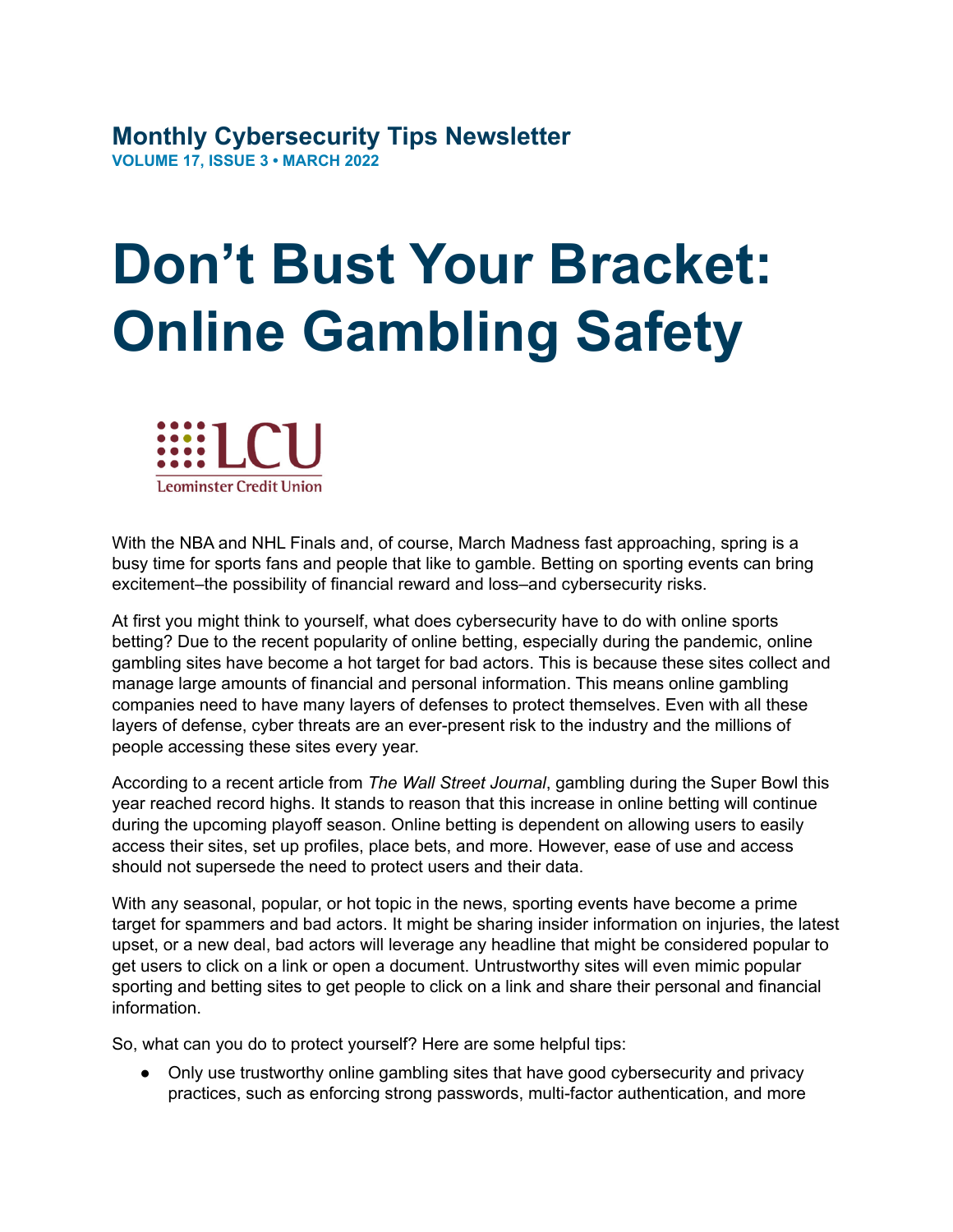## Monthly Cybersecurity Tips Newsletter

**VOLUME 17, ISSUE 3 • MARCH 2022**

# Don't Bust Your Bracket: Online Gambling Safety

LCU
Leominster Credit Union

With the NBA and NHL Finals and, of course, March Madness fast approaching, spring is a busy time for sports fans and people that like to gamble. Betting on sporting events can bring excitement–the possibility of financial reward and loss–and cybersecurity risks.

At first you might think to yourself, what does cybersecurity have to do with online sports betting? Due to the recent popularity of online betting, especially during the pandemic, online gambling sites have become a hot target for bad actors. This is because these sites collect and manage large amounts of financial and personal information. This means online gambling companies need to have many layers of defenses to protect themselves. Even with all these layers of defense, cyber threats are an ever-present risk to the industry and the millions of people accessing these sites every year.

According to a recent article from *The Wall Street Journal*, gambling during the Super Bowl this year reached record highs. It stands to reason that this increase in online betting will continue during the upcoming playoff season. Online betting is dependent on allowing users to easily access their sites, set up profiles, place bets, and more. However, ease of use and access should not supersede the need to protect users and their data.

With any seasonal, popular, or hot topic in the news, sporting events have become a prime target for spammers and bad actors. It might be sharing insider information on injuries, the latest upset, or a new deal, bad actors will leverage any headline that might be considered popular to get users to click on a link or open a document. Untrustworthy sites will even mimic popular sporting and betting sites to get people to click on a link and share their personal and financial information.

So, what can you do to protect yourself? Here are some helpful tips:

- Only use trustworthy online gambling sites that have good cybersecurity and privacy practices, such as enforcing strong passwords, multi-factor authentication, and more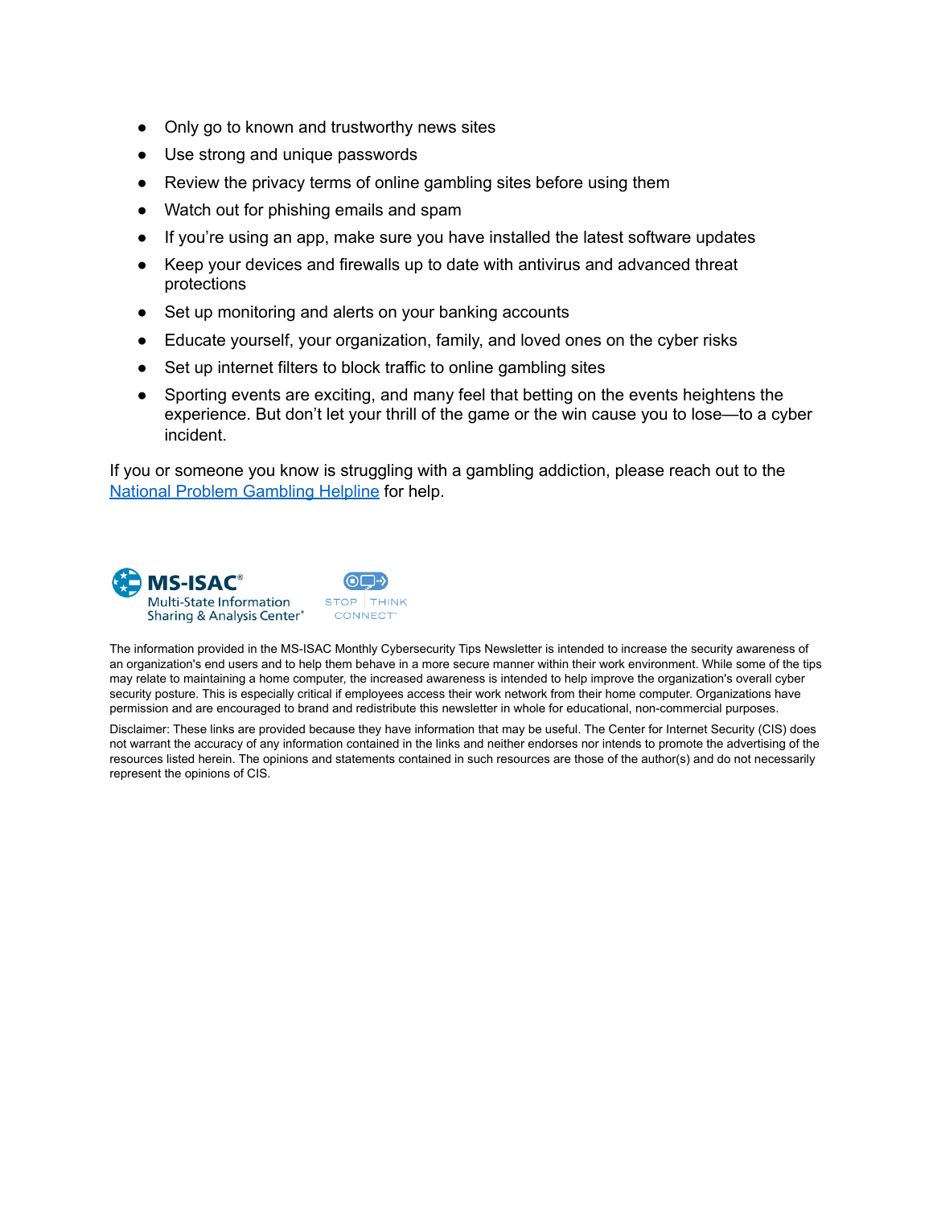- Only go to known and trustworthy news sites
- Use strong and unique passwords
- Review the privacy terms of online gambling sites before using them
- Watch out for phishing emails and spam
- If you're using an app, make sure you have installed the latest software updates
- Keep your devices and firewalls up to date with antivirus and advanced threat protections
- Set up monitoring and alerts on your banking accounts
- Educate yourself, your organization, family, and loved ones on the cyber risks
- Set up internet filters to block traffic to online gambling sites
- Sporting events are exciting, and many feel that betting on the events heightens the experience. But don't let your thrill of the game or the win cause you to lose—to a cyber incident.

If you or someone you know is struggling with a gambling addiction, please reach out to the National Problem Gambling Helpline for help.

MS-ISAC®
Multi-State Information Sharing & Analysis Center®

STOP | THINK
CONNECT™

The information provided in the MS-ISAC Monthly Cybersecurity Tips Newsletter is intended to increase the security awareness of an organization's end users and to help them behave in a more secure manner within their work environment. While some of the tips may relate to maintaining a home computer, the increased awareness is intended to help improve the organization's overall cyber security posture. This is especially critical if employees access their work network from their home computer. Organizations have permission and are encouraged to brand and redistribute this newsletter in whole for educational, non-commercial purposes.

Disclaimer: These links are provided because they have information that may be useful. The Center for Internet Security (CIS) does not warrant the accuracy of any information contained in the links and neither endorses nor intends to promote the advertising of the resources listed herein. The opinions and statements contained in such resources are those of the author(s) and do not necessarily represent the opinions of CIS.